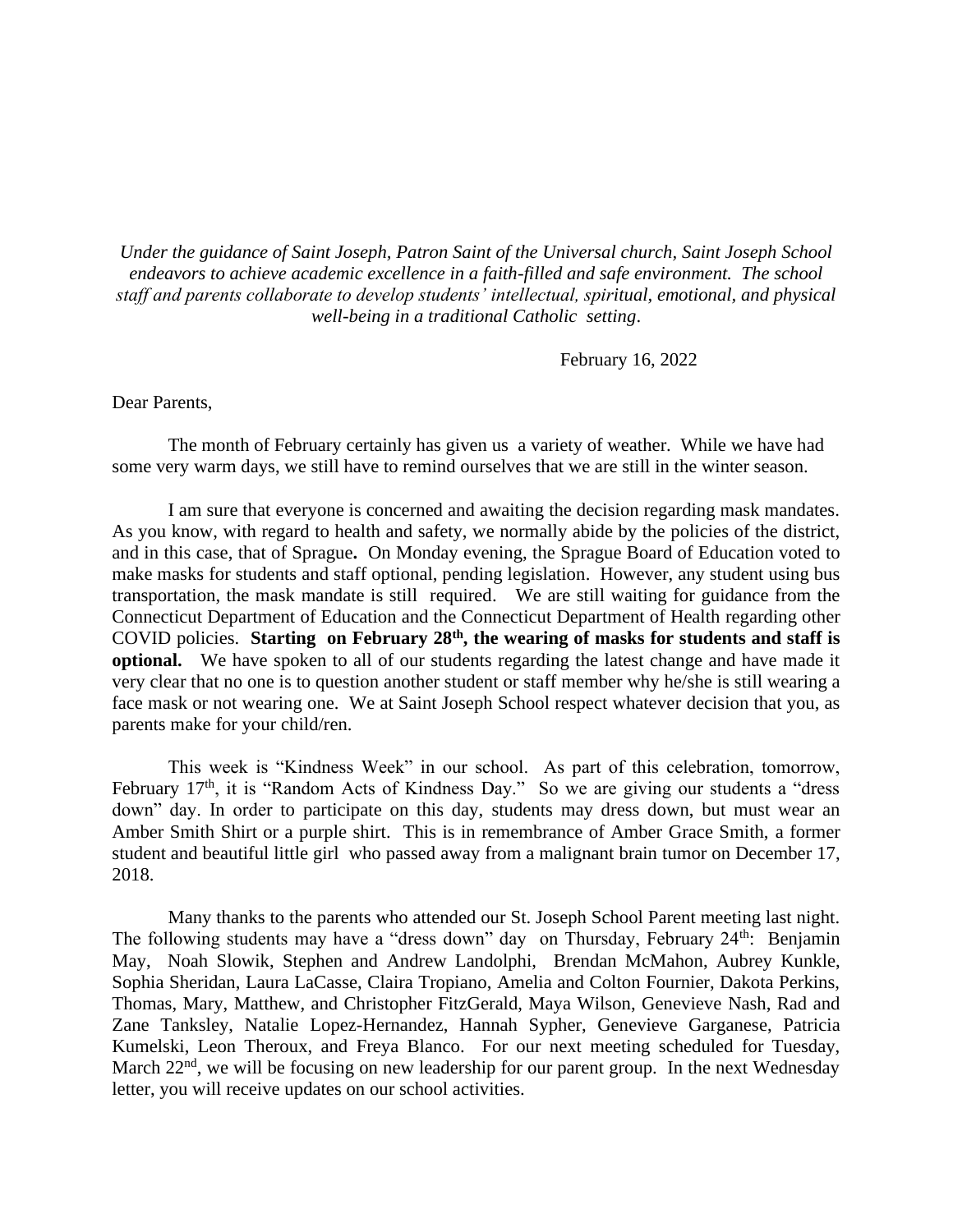*Under the guidance of Saint Joseph, Patron Saint of the Universal church, Saint Joseph School endeavors to achieve academic excellence in a faith-filled and safe environment. The school staff and parents collaborate to develop students' intellectual, spiritual, emotional, and physical well-being in a traditional Catholic setting*.

February 16, 2022

Dear Parents,

The month of February certainly has given us a variety of weather. While we have had some very warm days, we still have to remind ourselves that we are still in the winter season.

I am sure that everyone is concerned and awaiting the decision regarding mask mandates. As you know, with regard to health and safety, we normally abide by the policies of the district, and in this case, that of Sprague**.** On Monday evening, the Sprague Board of Education voted to make masks for students and staff optional, pending legislation. However, any student using bus transportation, the mask mandate is still required. We are still waiting for guidance from the Connecticut Department of Education and the Connecticut Department of Health regarding other COVID policies. **Starting on February 28th, the wearing of masks for students and staff is optional.** We have spoken to all of our students regarding the latest change and have made it very clear that no one is to question another student or staff member why he/she is still wearing a face mask or not wearing one. We at Saint Joseph School respect whatever decision that you, as parents make for your child/ren.

This week is "Kindness Week" in our school. As part of this celebration, tomorrow, February 17th, it is "Random Acts of Kindness Day." So we are giving our students a "dress down" day. In order to participate on this day, students may dress down, but must wear an Amber Smith Shirt or a purple shirt. This is in remembrance of Amber Grace Smith, a former student and beautiful little girl who passed away from a malignant brain tumor on December 17, 2018.

Many thanks to the parents who attended our St. Joseph School Parent meeting last night. The following students may have a "dress down" day on Thursday, February 24th: Benjamin May, Noah Slowik, Stephen and Andrew Landolphi, Brendan McMahon, Aubrey Kunkle, Sophia Sheridan, Laura LaCasse, Claira Tropiano, Amelia and Colton Fournier, Dakota Perkins, Thomas, Mary, Matthew, and Christopher FitzGerald, Maya Wilson, Genevieve Nash, Rad and Zane Tanksley, Natalie Lopez-Hernandez, Hannah Sypher, Genevieve Garganese, Patricia Kumelski, Leon Theroux, and Freya Blanco. For our next meeting scheduled for Tuesday, March 22nd, we will be focusing on new leadership for our parent group. In the next Wednesday letter, you will receive updates on our school activities.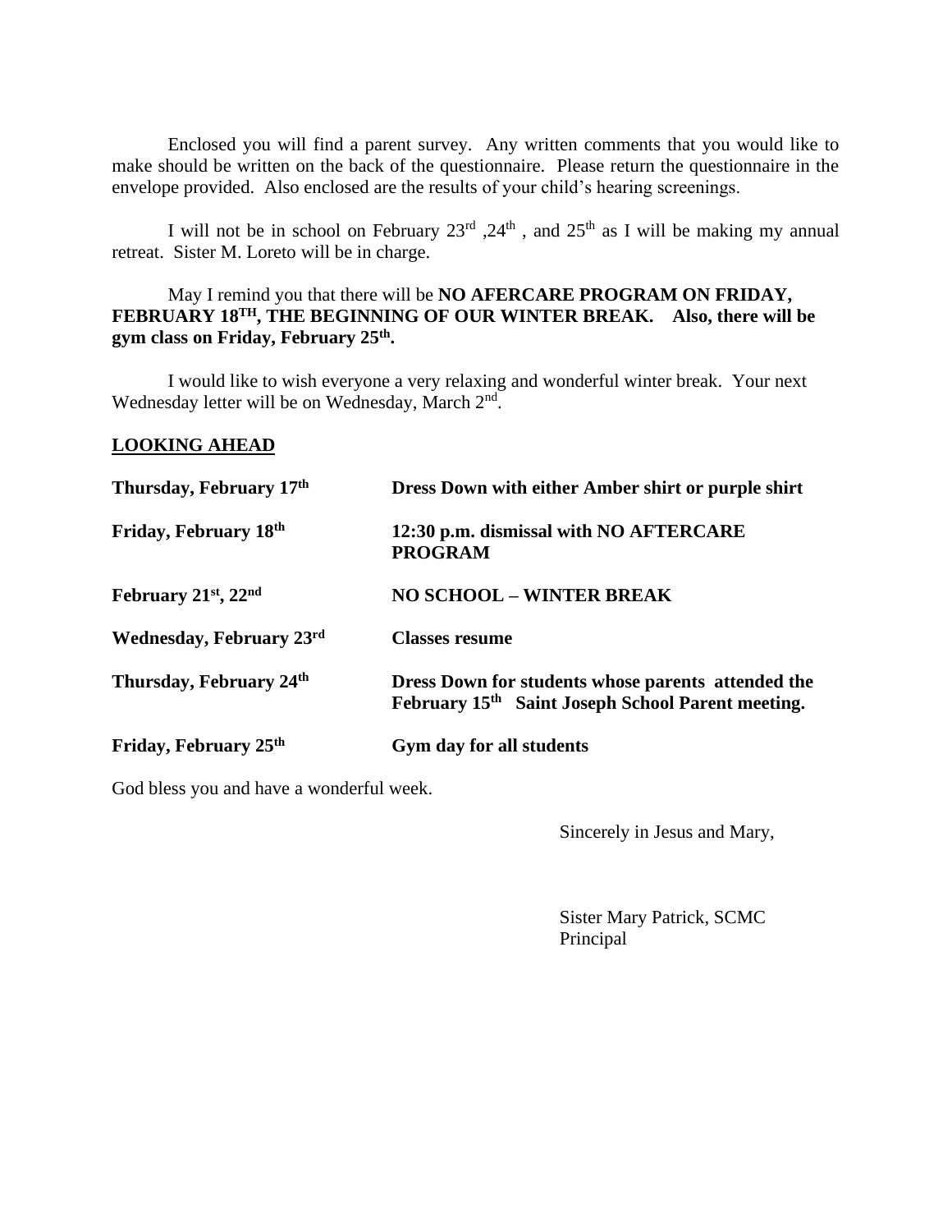Enclosed you will find a parent survey. Any written comments that you would like to make should be written on the back of the questionnaire. Please return the questionnaire in the envelope provided. Also enclosed are the results of your child's hearing screenings.

I will not be in school on February 23rd ,24th , and 25th as I will be making my annual retreat. Sister M. Loreto will be in charge.

May I remind you that there will be **NO AFERCARE PROGRAM ON FRIDAY, FEBRUARY 18TH, THE BEGINNING OF OUR WINTER BREAK. Also, there will be gym class on Friday, February 25th.**

I would like to wish everyone a very relaxing and wonderful winter break. Your next Wednesday letter will be on Wednesday, March 2nd.

## LOOKING AHEAD

| | |
|---|---|
| **Thursday, February 17th** | **Dress Down with either Amber shirt or purple shirt** |
| **Friday, February 18th** | **12:30 p.m. dismissal with NO AFTERCARE PROGRAM** |
| **February 21st, 22nd** | **NO SCHOOL – WINTER BREAK** |
| **Wednesday, February 23rd** | **Classes resume** |
| **Thursday, February 24th** | **Dress Down for students whose parents attended the February 15th Saint Joseph School Parent meeting.** |
| **Friday, February 25th** | **Gym day for all students** |

God bless you and have a wonderful week.

Sincerely in Jesus and Mary,

Sister Mary Patrick, SCMC
Principal